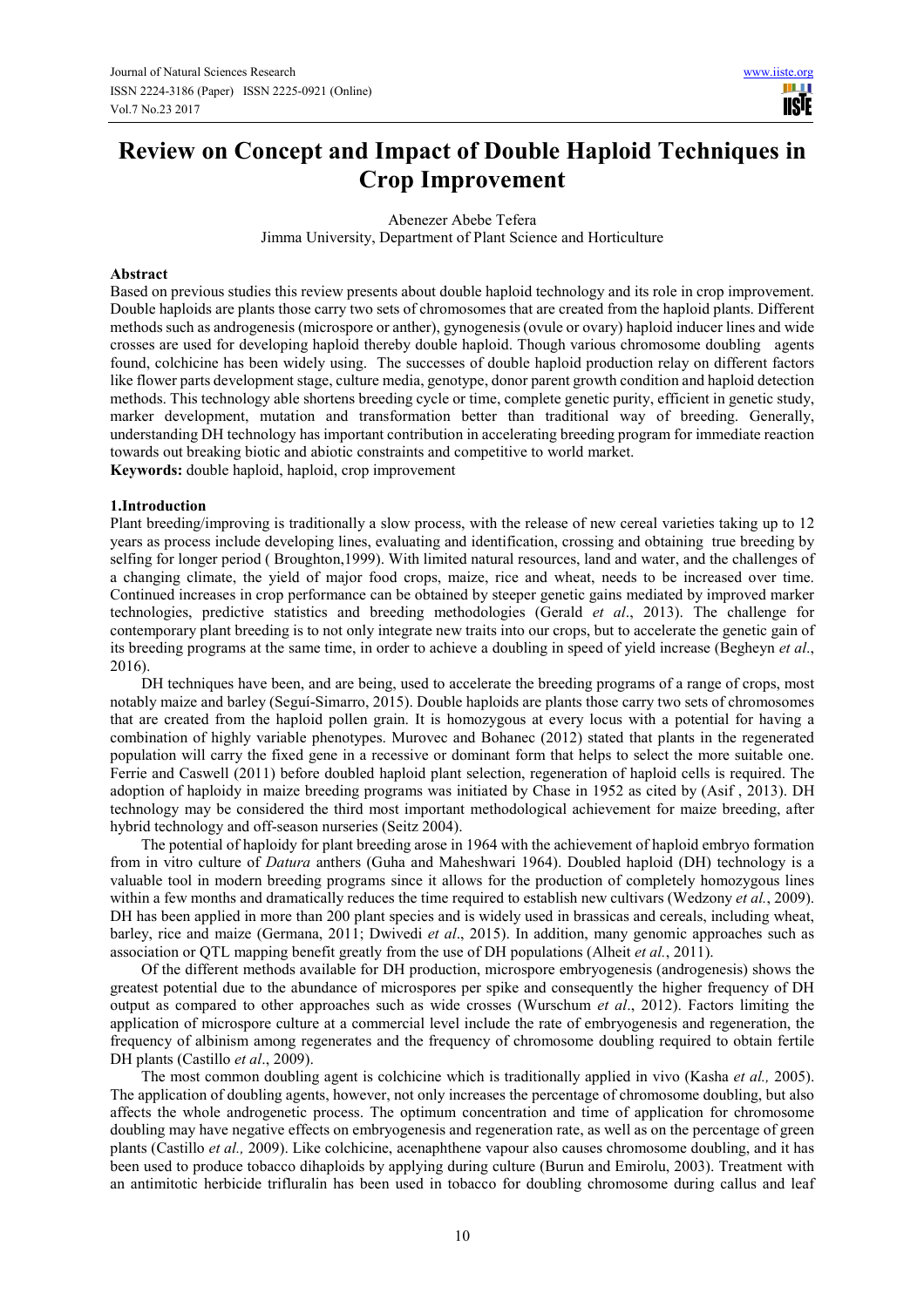# Review on Concept and Impact of Double Haploid Techniques in Crop Improvement

Abenezer Abebe Tefera

Jimma University, Department of Plant Science and Horticulture

## Abstract

Based on previous studies this review presents about double haploid technology and its role in crop improvement. Double haploids are plants those carry two sets of chromosomes that are created from the haploid plants. Different methods such as androgenesis (microspore or anther), gynogenesis (ovule or ovary) haploid inducer lines and wide crosses are used for developing haploid thereby double haploid. Though various chromosome doubling agents found, colchicine has been widely using. The successes of double haploid production relay on different factors like flower parts development stage, culture media, genotype, donor parent growth condition and haploid detection methods. This technology able shortens breeding cycle or time, complete genetic purity, efficient in genetic study, marker development, mutation and transformation better than traditional way of breeding. Generally, understanding DH technology has important contribution in accelerating breeding program for immediate reaction towards out breaking biotic and abiotic constraints and competitive to world market.

**Keywords:** double haploid, haploid, crop improvement

## 1.Introduction

Plant breeding/improving is traditionally a slow process, with the release of new cereal varieties taking up to 12 years as process include developing lines, evaluating and identification, crossing and obtaining true breeding by selfing for longer period ( Broughton,1999). With limited natural resources, land and water, and the challenges of a changing climate, the yield of major food crops, maize, rice and wheat, needs to be increased over time. Continued increases in crop performance can be obtained by steeper genetic gains mediated by improved marker technologies, predictive statistics and breeding methodologies (Gerald *et al*., 2013). The challenge for contemporary plant breeding is to not only integrate new traits into our crops, but to accelerate the genetic gain of its breeding programs at the same time, in order to achieve a doubling in speed of yield increase (Begheyn *et al*., 2016).

DH techniques have been, and are being, used to accelerate the breeding programs of a range of crops, most notably maize and barley (Seguí-Simarro, 2015). Double haploids are plants those carry two sets of chromosomes that are created from the haploid pollen grain. It is homozygous at every locus with a potential for having a combination of highly variable phenotypes. Murovec and Bohanec (2012) stated that plants in the regenerated population will carry the fixed gene in a recessive or dominant form that helps to select the more suitable one. Ferrie and Caswell (2011) before doubled haploid plant selection, regeneration of haploid cells is required. The adoption of haploidy in maize breeding programs was initiated by Chase in 1952 as cited by (Asif , 2013). DH technology may be considered the third most important methodological achievement for maize breeding, after hybrid technology and off-season nurseries (Seitz 2004).

The potential of haploidy for plant breeding arose in 1964 with the achievement of haploid embryo formation from in vitro culture of *Datura* anthers (Guha and Maheshwari 1964). Doubled haploid (DH) technology is a valuable tool in modern breeding programs since it allows for the production of completely homozygous lines within a few months and dramatically reduces the time required to establish new cultivars (Wedzony *et al.*, 2009). DH has been applied in more than 200 plant species and is widely used in brassicas and cereals, including wheat, barley, rice and maize (Germana, 2011; Dwivedi *et al*., 2015). In addition, many genomic approaches such as association or QTL mapping benefit greatly from the use of DH populations (Alheit *et al.*, 2011).

Of the different methods available for DH production, microspore embryogenesis (androgenesis) shows the greatest potential due to the abundance of microspores per spike and consequently the higher frequency of DH output as compared to other approaches such as wide crosses (Wurschum *et al*., 2012). Factors limiting the application of microspore culture at a commercial level include the rate of embryogenesis and regeneration, the frequency of albinism among regenerates and the frequency of chromosome doubling required to obtain fertile DH plants (Castillo *et al*., 2009).

The most common doubling agent is colchicine which is traditionally applied in vivo (Kasha *et al.,* 2005). The application of doubling agents, however, not only increases the percentage of chromosome doubling, but also affects the whole androgenetic process. The optimum concentration and time of application for chromosome doubling may have negative effects on embryogenesis and regeneration rate, as well as on the percentage of green plants (Castillo *et al.,* 2009). Like colchicine, acenaphthene vapour also causes chromosome doubling, and it has been used to produce tobacco dihaploids by applying during culture (Burun and Emirolu, 2003). Treatment with an antimitotic herbicide trifluralin has been used in tobacco for doubling chromosome during callus and leaf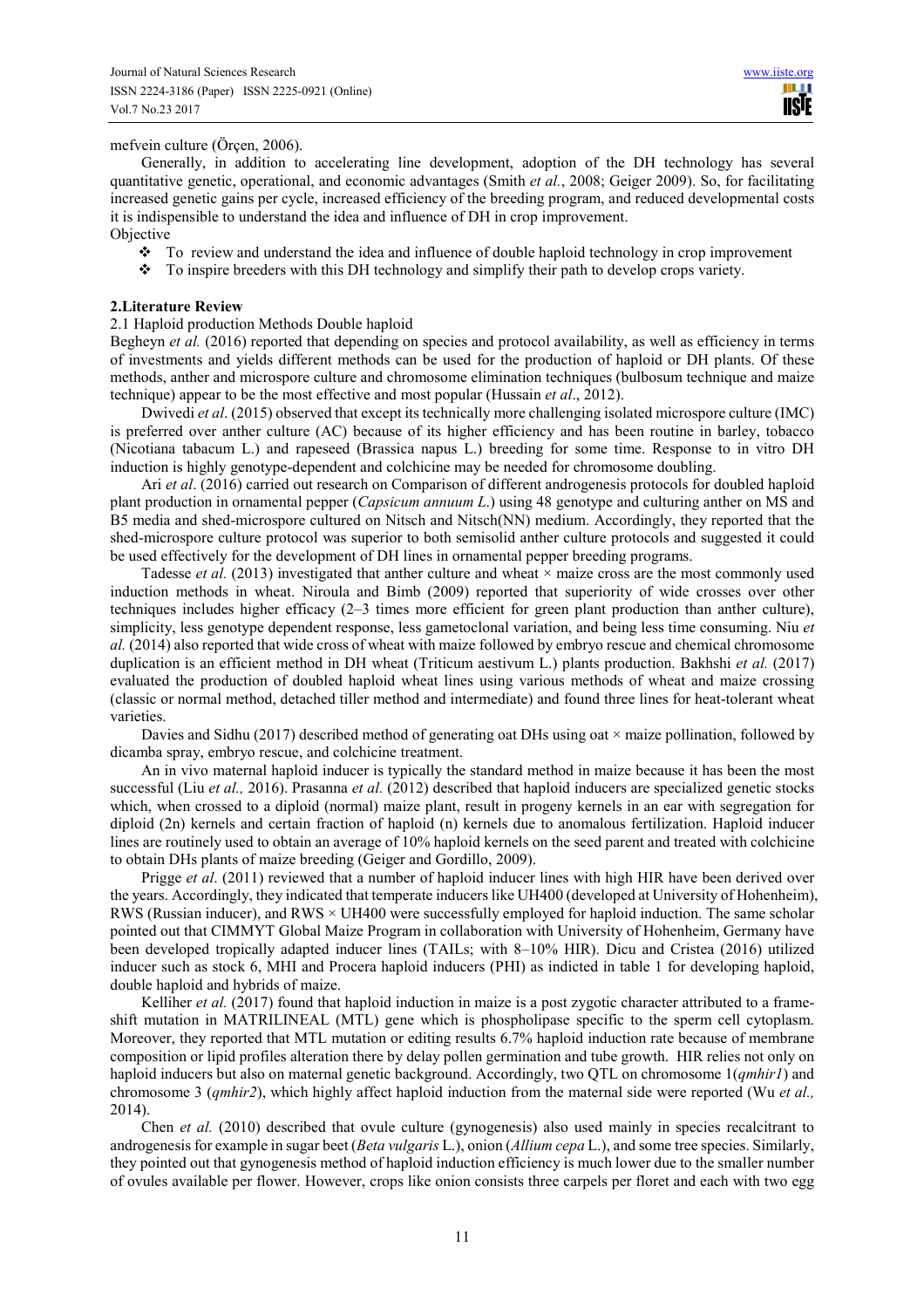mefvein culture (Örçen, 2006).

Generally, in addition to accelerating line development, adoption of the DH technology has several quantitative genetic, operational, and economic advantages (Smith *et al.*, 2008; Geiger 2009). So, for facilitating increased genetic gains per cycle, increased efficiency of the breeding program, and reduced developmental costs it is indispensible to understand the idea and influence of DH in crop improvement.

Objective

- To review and understand the idea and influence of double haploid technology in crop improvement
- To inspire breeders with this DH technology and simplify their path to develop crops variety.

## 2.Literature Review

### 2.1 Haploid production Methods Double haploid

Begheyn *et al.* (2016) reported that depending on species and protocol availability, as well as efficiency in terms of investments and yields different methods can be used for the production of haploid or DH plants. Of these methods, anther and microspore culture and chromosome elimination techniques (bulbosum technique and maize technique) appear to be the most effective and most popular (Hussain *et al*., 2012).

Dwivedi *et al*. (2015) observed that except its technically more challenging isolated microspore culture (IMC) is preferred over anther culture (AC) because of its higher efficiency and has been routine in barley, tobacco (Nicotiana tabacum L.) and rapeseed (Brassica napus L.) breeding for some time. Response to in vitro DH induction is highly genotype-dependent and colchicine may be needed for chromosome doubling.

Ari *et al*. (2016) carried out research on Comparison of different androgenesis protocols for doubled haploid plant production in ornamental pepper (*Capsicum annuum L*.) using 48 genotype and culturing anther on MS and B5 media and shed-microspore cultured on Nitsch and Nitsch(NN) medium. Accordingly, they reported that the shed-microspore culture protocol was superior to both semisolid anther culture protocols and suggested it could be used effectively for the development of DH lines in ornamental pepper breeding programs.

Tadesse *et al.* (2013) investigated that anther culture and wheat × maize cross are the most commonly used induction methods in wheat. Niroula and Bimb (2009) reported that superiority of wide crosses over other techniques includes higher efficacy (2–3 times more efficient for green plant production than anther culture), simplicity, less genotype dependent response, less gametoclonal variation, and being less time consuming. Niu *et al.* (2014) also reported that wide cross of wheat with maize followed by embryo rescue and chemical chromosome duplication is an efficient method in DH wheat (Triticum aestivum L.) plants production. Bakhshi *et al.* (2017) evaluated the production of doubled haploid wheat lines using various methods of wheat and maize crossing (classic or normal method, detached tiller method and intermediate) and found three lines for heat-tolerant wheat varieties.

Davies and Sidhu (2017) described method of generating oat DHs using oat × maize pollination, followed by dicamba spray, embryo rescue, and colchicine treatment.

An in vivo maternal haploid inducer is typically the standard method in maize because it has been the most successful (Liu *et al.,* 2016). Prasanna *et al.* (2012) described that haploid inducers are specialized genetic stocks which, when crossed to a diploid (normal) maize plant, result in progeny kernels in an ear with segregation for diploid (2n) kernels and certain fraction of haploid (n) kernels due to anomalous fertilization. Haploid inducer lines are routinely used to obtain an average of 10% haploid kernels on the seed parent and treated with colchicine to obtain DHs plants of maize breeding (Geiger and Gordillo, 2009).

Prigge *et al*. (2011) reviewed that a number of haploid inducer lines with high HIR have been derived over the years. Accordingly, they indicated that temperate inducers like UH400 (developed at University of Hohenheim), RWS (Russian inducer), and RWS × UH400 were successfully employed for haploid induction. The same scholar pointed out that CIMMYT Global Maize Program in collaboration with University of Hohenheim, Germany have been developed tropically adapted inducer lines (TAILs; with 8–10% HIR). Dicu and Cristea (2016) utilized inducer such as stock 6, MHI and Procera haploid inducers (PHI) as indicted in table 1 for developing haploid, double haploid and hybrids of maize.

Kelliher *et al.* (2017) found that haploid induction in maize is a post zygotic character attributed to a frame-shift mutation in MATRILINEAL (MTL) gene which is phospholipase specific to the sperm cell cytoplasm. Moreover, they reported that MTL mutation or editing results 6.7% haploid induction rate because of membrane composition or lipid profiles alteration there by delay pollen germination and tube growth. HIR relies not only on haploid inducers but also on maternal genetic background. Accordingly, two QTL on chromosome 1(*qmhir1*) and chromosome 3 (*qmhir2*), which highly affect haploid induction from the maternal side were reported (Wu *et al.,* 2014).

Chen *et al.* (2010) described that ovule culture (gynogenesis) also used mainly in species recalcitrant to androgenesis for example in sugar beet (*Beta vulgaris* L.), onion (*Allium cepa* L.), and some tree species. Similarly, they pointed out that gynogenesis method of haploid induction efficiency is much lower due to the smaller number of ovules available per flower. However, crops like onion consists three carpels per floret and each with two egg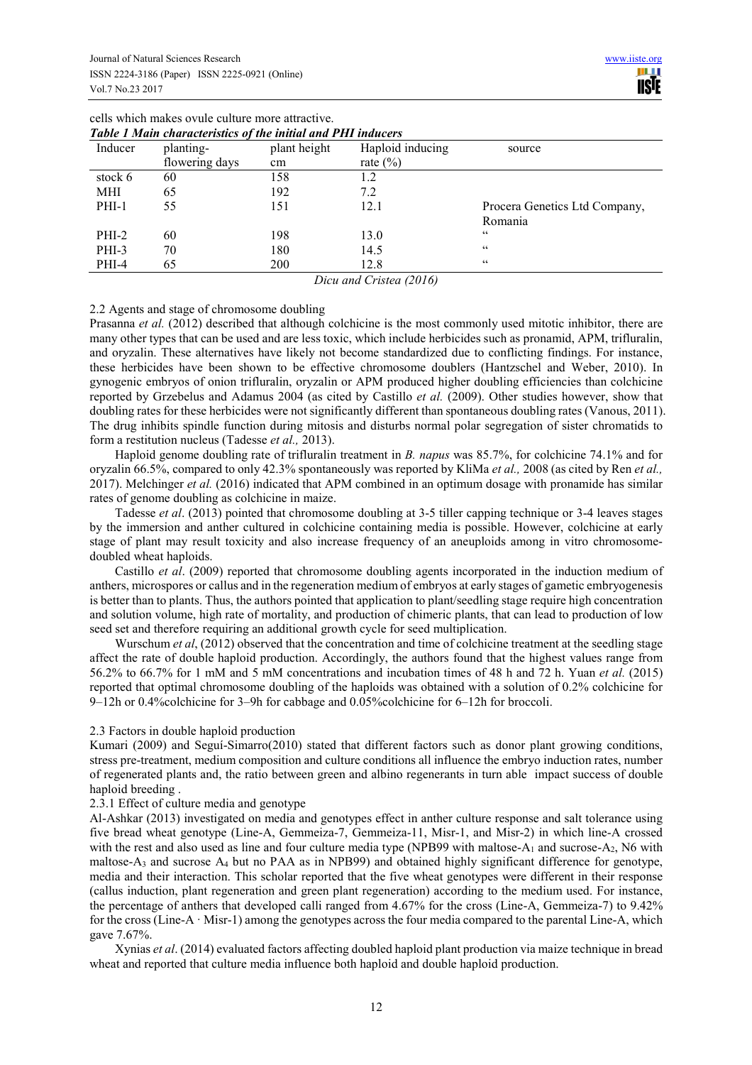cells which makes ovule culture more attractive.

***Table 1 Main characteristics of the initial and PHI inducers***

| Inducer | planting-flowering days | plant height cm | Haploid inducing rate (%) | source |
|---|---|---|---|---|
| stock 6 | 60 | 158 | 1.2 | |
| MHI | 65 | 192 | 7.2 | |
| PHI-1 | 55 | 151 | 12.1 | Procera Genetics Ltd Company, Romania |
| PHI-2 | 60 | 198 | 13.0 | " |
| PHI-3 | 70 | 180 | 14.5 | " |
| PHI-4 | 65 | 200 | 12.8 | " |

*Dicu and Cristea (2016)*

2.2 Agents and stage of chromosome doubling

Prasanna *et al.* (2012) described that although colchicine is the most commonly used mitotic inhibitor, there are many other types that can be used and are less toxic, which include herbicides such as pronamid, APM, trifluralin, and oryzalin. These alternatives have likely not become standardized due to conflicting findings. For instance, these herbicides have been shown to be effective chromosome doublers (Hantzschel and Weber, 2010). In gynogenic embryos of onion trifluralin, oryzalin or APM produced higher doubling efficiencies than colchicine reported by Grzebelus and Adamus 2004 (as cited by Castillo *et al.* (2009). Other studies however, show that doubling rates for these herbicides were not significantly different than spontaneous doubling rates (Vanous, 2011). The drug inhibits spindle function during mitosis and disturbs normal polar segregation of sister chromatids to form a restitution nucleus (Tadesse *et al.,* 2013).

Haploid genome doubling rate of trifluralin treatment in *B. napus* was 85.7%, for colchicine 74.1% and for oryzalin 66.5%, compared to only 42.3% spontaneously was reported by KliMa *et al.,* 2008 (as cited by Ren *et al.,* 2017). Melchinger *et al.* (2016) indicated that APM combined in an optimum dosage with pronamide has similar rates of genome doubling as colchicine in maize.

Tadesse *et al*. (2013) pointed that chromosome doubling at 3-5 tiller capping technique or 3-4 leaves stages by the immersion and anther cultured in colchicine containing media is possible. However, colchicine at early stage of plant may result toxicity and also increase frequency of an aneuploids among in vitro chromosome-doubled wheat haploids.

Castillo *et al*. (2009) reported that chromosome doubling agents incorporated in the induction medium of anthers, microspores or callus and in the regeneration medium of embryos at early stages of gametic embryogenesis is better than to plants. Thus, the authors pointed that application to plant/seedling stage require high concentration and solution volume, high rate of mortality, and production of chimeric plants, that can lead to production of low seed set and therefore requiring an additional growth cycle for seed multiplication.

Wurschum *et al*, (2012) observed that the concentration and time of colchicine treatment at the seedling stage affect the rate of double haploid production. Accordingly, the authors found that the highest values range from 56.2% to 66.7% for 1 mM and 5 mM concentrations and incubation times of 48 h and 72 h. Yuan *et al.* (2015) reported that optimal chromosome doubling of the haploids was obtained with a solution of 0.2% colchicine for 9–12h or 0.4%colchicine for 3–9h for cabbage and 0.05%colchicine for 6–12h for broccoli.

2.3 Factors in double haploid production

Kumari (2009) and Seguí-Simarro(2010) stated that different factors such as donor plant growing conditions, stress pre-treatment, medium composition and culture conditions all influence the embryo induction rates, number of regenerated plants and, the ratio between green and albino regenerants in turn able impact success of double haploid breeding .

2.3.1 Effect of culture media and genotype

Al-Ashkar (2013) investigated on media and genotypes effect in anther culture response and salt tolerance using five bread wheat genotype (Line-A, Gemmeiza-7, Gemmeiza-11, Misr-1, and Misr-2) in which line-A crossed with the rest and also used as line and four culture media type (NPB99 with maltose-$A_1$ and sucrose-$A_2$, N6 with maltose-$A_3$ and sucrose $A_4$ but no PAA as in NPB99) and obtained highly significant difference for genotype, media and their interaction. This scholar reported that the five wheat genotypes were different in their response (callus induction, plant regeneration and green plant regeneration) according to the medium used. For instance, the percentage of anthers that developed calli ranged from 4.67% for the cross (Line-A, Gemmeiza-7) to 9.42% for the cross (Line-A · Misr-1) among the genotypes across the four media compared to the parental Line-A, which gave 7.67%.

Xynias *et al*. (2014) evaluated factors affecting doubled haploid plant production via maize technique in bread wheat and reported that culture media influence both haploid and double haploid production.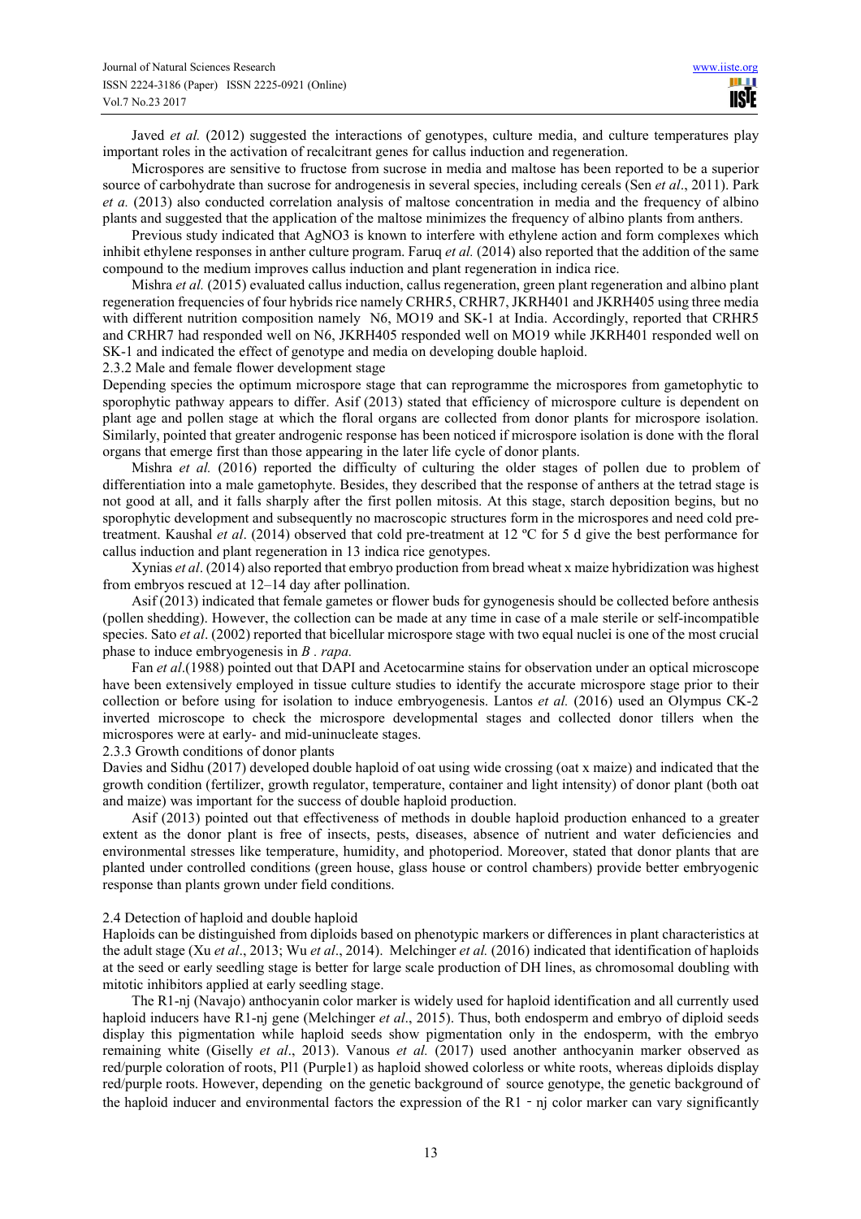Javed *et al.* (2012) suggested the interactions of genotypes, culture media, and culture temperatures play important roles in the activation of recalcitrant genes for callus induction and regeneration.

Microspores are sensitive to fructose from sucrose in media and maltose has been reported to be a superior source of carbohydrate than sucrose for androgenesis in several species, including cereals (Sen *et al*., 2011). Park *et a.* (2013) also conducted correlation analysis of maltose concentration in media and the frequency of albino plants and suggested that the application of the maltose minimizes the frequency of albino plants from anthers.

Previous study indicated that $AgNO_3$ is known to interfere with ethylene action and form complexes which inhibit ethylene responses in anther culture program. Faruq *et al.* (2014) also reported that the addition of the same compound to the medium improves callus induction and plant regeneration in indica rice.

Mishra *et al.* (2015) evaluated callus induction, callus regeneration, green plant regeneration and albino plant regeneration frequencies of four hybrids rice namely CRHR5, CRHR7, JKRH401 and JKRH405 using three media with different nutrition composition namely N6, MO19 and SK-1 at India. Accordingly, reported that CRHR5 and CRHR7 had responded well on N6, JKRH405 responded well on MO19 while JKRH401 responded well on SK-1 and indicated the effect of genotype and media on developing double haploid.

### 2.3.2 Male and female flower development stage

Depending species the optimum microspore stage that can reprogramme the microspores from gametophytic to sporophytic pathway appears to differ. Asif (2013) stated that efficiency of microspore culture is dependent on plant age and pollen stage at which the floral organs are collected from donor plants for microspore isolation. Similarly, pointed that greater androgenic response has been noticed if microspore isolation is done with the floral organs that emerge first than those appearing in the later life cycle of donor plants.

Mishra *et al.* (2016) reported the difficulty of culturing the older stages of pollen due to problem of differentiation into a male gametophyte. Besides, they described that the response of anthers at the tetrad stage is not good at all, and it falls sharply after the first pollen mitosis. At this stage, starch deposition begins, but no sporophytic development and subsequently no macroscopic structures form in the microspores and need cold pre-treatment. Kaushal *et al*. (2014) observed that cold pre-treatment at 12 ºC for 5 d give the best performance for callus induction and plant regeneration in 13 indica rice genotypes.

Xynias *et al*. (2014) also reported that embryo production from bread wheat x maize hybridization was highest from embryos rescued at 12–14 day after pollination.

Asif (2013) indicated that female gametes or flower buds for gynogenesis should be collected before anthesis (pollen shedding). However, the collection can be made at any time in case of a male sterile or self-incompatible species. Sato *et al*. (2002) reported that bicellular microspore stage with two equal nuclei is one of the most crucial phase to induce embryogenesis in *B . rapa.*

Fan *et al*.(1988) pointed out that DAPI and Acetocarmine stains for observation under an optical microscope have been extensively employed in tissue culture studies to identify the accurate microspore stage prior to their collection or before using for isolation to induce embryogenesis. Lantos *et al.* (2016) used an Olympus CK-2 inverted microscope to check the microspore developmental stages and collected donor tillers when the microspores were at early- and mid-uninucleate stages.

### 2.3.3 Growth conditions of donor plants

Davies and Sidhu (2017) developed double haploid of oat using wide crossing (oat x maize) and indicated that the growth condition (fertilizer, growth regulator, temperature, container and light intensity) of donor plant (both oat and maize) was important for the success of double haploid production.

Asif (2013) pointed out that effectiveness of methods in double haploid production enhanced to a greater extent as the donor plant is free of insects, pests, diseases, absence of nutrient and water deficiencies and environmental stresses like temperature, humidity, and photoperiod. Moreover, stated that donor plants that are planted under controlled conditions (green house, glass house or control chambers) provide better embryogenic response than plants grown under field conditions.

## 2.4 Detection of haploid and double haploid

Haploids can be distinguished from diploids based on phenotypic markers or differences in plant characteristics at the adult stage (Xu *et al*., 2013; Wu *et al*., 2014). Melchinger *et al.* (2016) indicated that identification of haploids at the seed or early seedling stage is better for large scale production of DH lines, as chromosomal doubling with mitotic inhibitors applied at early seedling stage.

The R1-nj (Navajo) anthocyanin color marker is widely used for haploid identification and all currently used haploid inducers have R1-nj gene (Melchinger *et al*., 2015). Thus, both endosperm and embryo of diploid seeds display this pigmentation while haploid seeds show pigmentation only in the endosperm, with the embryo remaining white (Giselly *et al*., 2013). Vanous *et al.* (2017) used another anthocyanin marker observed as red/purple coloration of roots, Pl1 (Purple1) as haploid showed colorless or white roots, whereas diploids display red/purple roots. However, depending on the genetic background of source genotype, the genetic background of the haploid inducer and environmental factors the expression of the R1‐nj color marker can vary significantly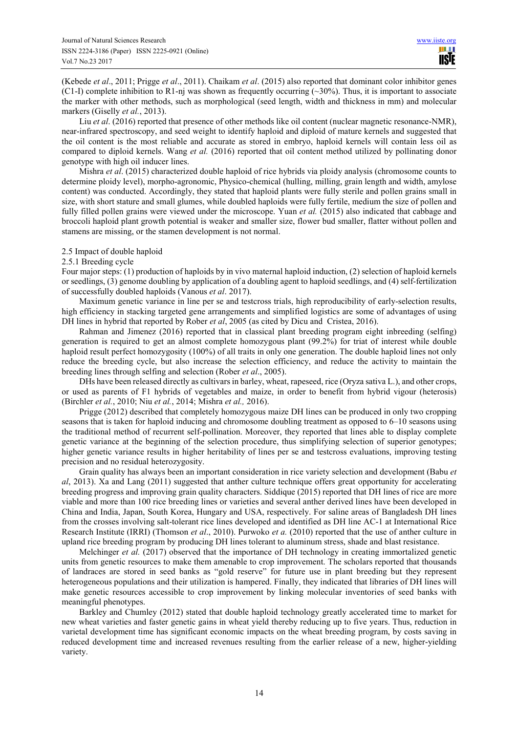(Kebede *et al*., 2011; Prigge *et al*., 2011). Chaikam *et al*. (2015) also reported that dominant color inhibitor genes (C1-I) complete inhibition to R1-nj was shown as frequently occurring (~30%). Thus, it is important to associate the marker with other methods, such as morphological (seed length, width and thickness in mm) and molecular markers (Giselly *et al.*, 2013).

Liu *et al*. (2016) reported that presence of other methods like oil content (nuclear magnetic resonance-NMR), near-infrared spectroscopy, and seed weight to identify haploid and diploid of mature kernels and suggested that the oil content is the most reliable and accurate as stored in embryo, haploid kernels will contain less oil as compared to diploid kernels. Wang *et al.* (2016) reported that oil content method utilized by pollinating donor genotype with high oil inducer lines.

Mishra *et al*. (2015) characterized double haploid of rice hybrids via ploidy analysis (chromosome counts to determine ploidy level), morpho-agronomic, Physico-chemical (hulling, milling, grain length and width, amylose content) was conducted. Accordingly, they stated that haploid plants were fully sterile and pollen grains small in size, with short stature and small glumes, while doubled haploids were fully fertile, medium the size of pollen and fully filled pollen grains were viewed under the microscope. Yuan *et al.* (2015) also indicated that cabbage and broccoli haploid plant growth potential is weaker and smaller size, flower bud smaller, flatter without pollen and stamens are missing, or the stamen development is not normal.

### 2.5 Impact of double haploid

#### 2.5.1 Breeding cycle

Four major steps: (1) production of haploids by in vivo maternal haploid induction, (2) selection of haploid kernels or seedlings, (3) genome doubling by application of a doubling agent to haploid seedlings, and (4) self-fertilization of successfully doubled haploids (Vanous *et al*. 2017).

Maximum genetic variance in line per se and testcross trials, high reproducibility of early-selection results, high efficiency in stacking targeted gene arrangements and simplified logistics are some of advantages of using DH lines in hybrid that reported by Rober *et al*, 2005 (as cited by Dicu and Cristea, 2016).

Rahman and Jimenez (2016) reported that in classical plant breeding program eight inbreeding (selfing) generation is required to get an almost complete homozygous plant (99.2%) for triat of interest while double haploid result perfect homozygosity (100%) of all traits in only one generation. The double haploid lines not only reduce the breeding cycle, but also increase the selection efficiency, and reduce the activity to maintain the breeding lines through selfing and selection (Rober *et al*., 2005).

DHs have been released directly as cultivars in barley, wheat, rapeseed, rice (Oryza sativa L.), and other crops, or used as parents of F1 hybrids of vegetables and maize, in order to benefit from hybrid vigour (heterosis) (Birchler *et al.*, 2010; Niu *et al.*, 2014; Mishra *et al.,* 2016).

Prigge (2012) described that completely homozygous maize DH lines can be produced in only two cropping seasons that is taken for haploid inducing and chromosome doubling treatment as opposed to 6–10 seasons using the traditional method of recurrent self-pollination. Moreover, they reported that lines able to display complete genetic variance at the beginning of the selection procedure, thus simplifying selection of superior genotypes; higher genetic variance results in higher heritability of lines per se and testcross evaluations, improving testing precision and no residual heterozygosity.

Grain quality has always been an important consideration in rice variety selection and development (Babu *et al*, 2013). Xa and Lang (2011) suggested that anther culture technique offers great opportunity for accelerating breeding progress and improving grain quality characters. Siddique (2015) reported that DH lines of rice are more viable and more than 100 rice breeding lines or varieties and several anther derived lines have been developed in China and India, Japan, South Korea, Hungary and USA, respectively. For saline areas of Bangladesh DH lines from the crosses involving salt-tolerant rice lines developed and identified as DH line AC-1 at International Rice Research Institute (IRRI) (Thomson *et al*., 2010). Purwoko *et a.* (2010) reported that the use of anther culture in upland rice breeding program by producing DH lines tolerant to aluminum stress, shade and blast resistance.

Melchinger *et al.* (2017) observed that the importance of DH technology in creating immortalized genetic units from genetic resources to make them amenable to crop improvement. The scholars reported that thousands of landraces are stored in seed banks as "gold reserve" for future use in plant breeding but they represent heterogeneous populations and their utilization is hampered. Finally, they indicated that libraries of DH lines will make genetic resources accessible to crop improvement by linking molecular inventories of seed banks with meaningful phenotypes.

Barkley and Chumley (2012) stated that double haploid technology greatly accelerated time to market for new wheat varieties and faster genetic gains in wheat yield thereby reducing up to five years. Thus, reduction in varietal development time has significant economic impacts on the wheat breeding program, by costs saving in reduced development time and increased revenues resulting from the earlier release of a new, higher-yielding variety.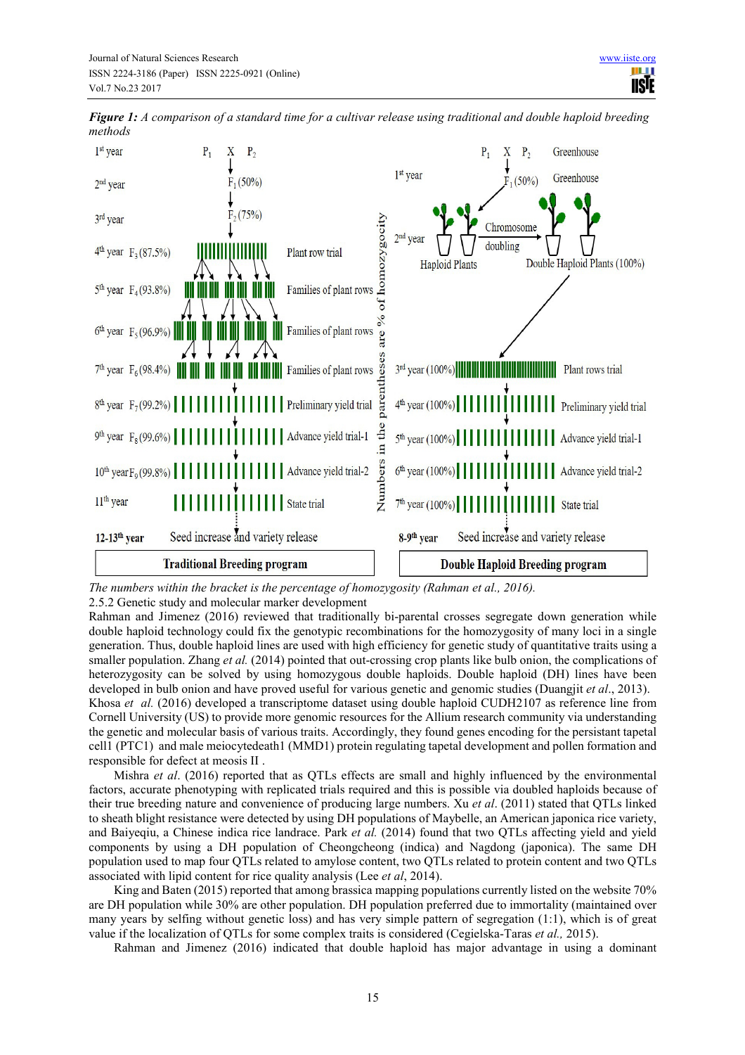*Figure 1: A comparison of a standard time for a cultivar release using traditional and double haploid breeding methods*

*The numbers within the bracket is the percentage of homozygosity (Rahman et al., 2016).*

2.5.2 Genetic study and molecular marker development

Rahman and Jimenez (2016) reviewed that traditionally bi-parental crosses segregate down generation while double haploid technology could fix the genotypic recombinations for the homozygosity of many loci in a single generation. Thus, double haploid lines are used with high efficiency for genetic study of quantitative traits using a smaller population. Zhang *et al.* (2014) pointed that out-crossing crop plants like bulb onion, the complications of heterozygosity can be solved by using homozygous double haploids. Double haploid (DH) lines have been developed in bulb onion and have proved useful for various genetic and genomic studies (Duangjit *et al*., 2013). Khosa *et al.* (2016) developed a transcriptome dataset using double haploid CUDH2107 as reference line from Cornell University (US) to provide more genomic resources for the Allium research community via understanding the genetic and molecular basis of various traits. Accordingly, they found genes encoding for the persistant tapetal cell1 (PTC1) and male meiocytedeath1 (MMD1) protein regulating tapetal development and pollen formation and responsible for defect at meosis II .

Mishra *et al*. (2016) reported that as QTLs effects are small and highly influenced by the environmental factors, accurate phenotyping with replicated trials required and this is possible via doubled haploids because of their true breeding nature and convenience of producing large numbers. Xu *et al*. (2011) stated that QTLs linked to sheath blight resistance were detected by using DH populations of Maybelle, an American japonica rice variety, and Baiyeqiu, a Chinese indica rice landrace. Park *et al.* (2014) found that two QTLs affecting yield and yield components by using a DH population of Cheongcheong (indica) and Nagdong (japonica). The same DH population used to map four QTLs related to amylose content, two QTLs related to protein content and two QTLs associated with lipid content for rice quality analysis (Lee *et al*, 2014).

King and Baten (2015) reported that among brassica mapping populations currently listed on the website 70% are DH population while 30% are other population. DH population preferred due to immortality (maintained over many years by selfing without genetic loss) and has very simple pattern of segregation (1:1), which is of great value if the localization of QTLs for some complex traits is considered (Cegielska-Taras *et al.,* 2015).

Rahman and Jimenez (2016) indicated that double haploid has major advantage in using a dominant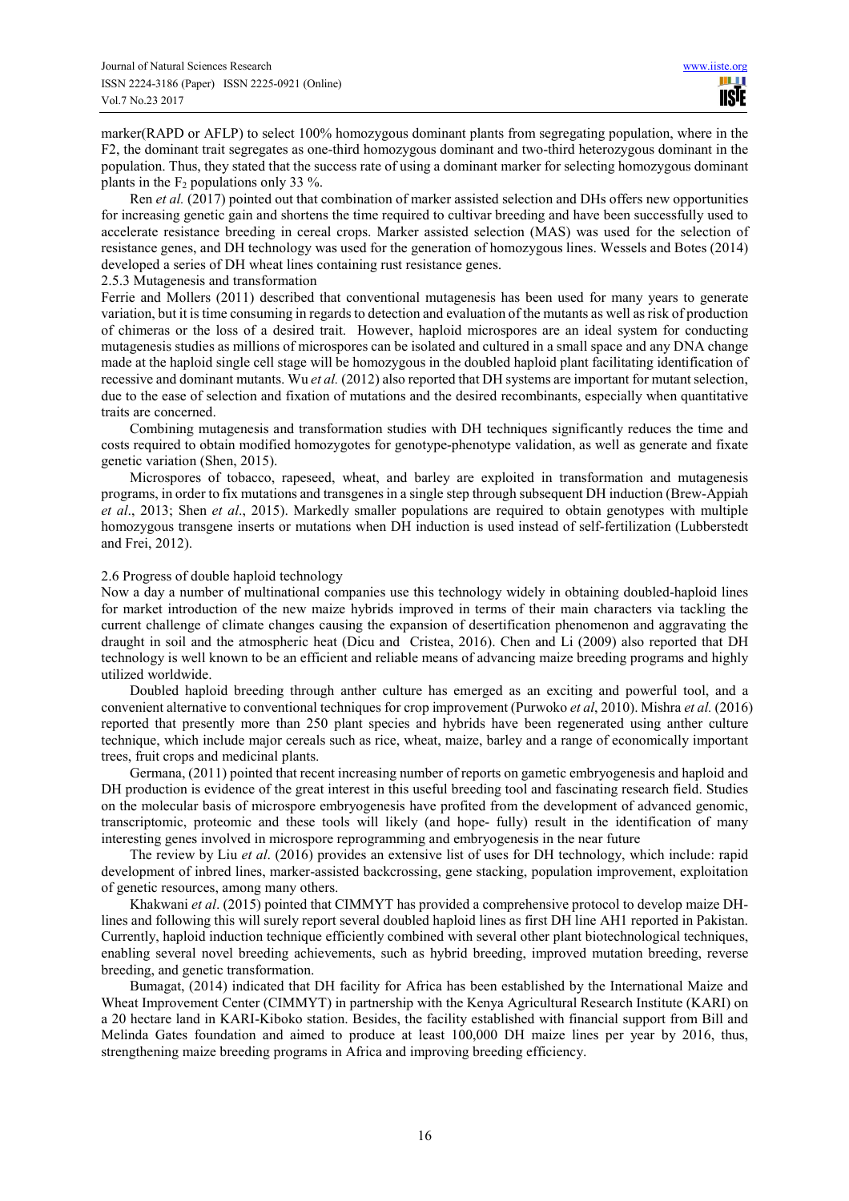marker(RAPD or AFLP) to select 100% homozygous dominant plants from segregating population, where in the F2, the dominant trait segregates as one-third homozygous dominant and two-third heterozygous dominant in the population. Thus, they stated that the success rate of using a dominant marker for selecting homozygous dominant plants in the $F_2$ populations only 33 %.

Ren *et al.* (2017) pointed out that combination of marker assisted selection and DHs offers new opportunities for increasing genetic gain and shortens the time required to cultivar breeding and have been successfully used to accelerate resistance breeding in cereal crops. Marker assisted selection (MAS) was used for the selection of resistance genes, and DH technology was used for the generation of homozygous lines. Wessels and Botes (2014) developed a series of DH wheat lines containing rust resistance genes.

### 2.5.3 Mutagenesis and transformation

Ferrie and Mollers (2011) described that conventional mutagenesis has been used for many years to generate variation, but it is time consuming in regards to detection and evaluation of the mutants as well as risk of production of chimeras or the loss of a desired trait. However, haploid microspores are an ideal system for conducting mutagenesis studies as millions of microspores can be isolated and cultured in a small space and any DNA change made at the haploid single cell stage will be homozygous in the doubled haploid plant facilitating identification of recessive and dominant mutants. Wu *et al.* (2012) also reported that DH systems are important for mutant selection, due to the ease of selection and fixation of mutations and the desired recombinants, especially when quantitative traits are concerned.

Combining mutagenesis and transformation studies with DH techniques significantly reduces the time and costs required to obtain modified homozygotes for genotype-phenotype validation, as well as generate and fixate genetic variation (Shen, 2015).

Microspores of tobacco, rapeseed, wheat, and barley are exploited in transformation and mutagenesis programs, in order to fix mutations and transgenes in a single step through subsequent DH induction (Brew-Appiah *et al*., 2013; Shen *et al*., 2015). Markedly smaller populations are required to obtain genotypes with multiple homozygous transgene inserts or mutations when DH induction is used instead of self-fertilization (Lubberstedt and Frei, 2012).

## 2.6 Progress of double haploid technology

Now a day a number of multinational companies use this technology widely in obtaining doubled-haploid lines for market introduction of the new maize hybrids improved in terms of their main characters via tackling the current challenge of climate changes causing the expansion of desertification phenomenon and aggravating the draught in soil and the atmospheric heat (Dicu and Cristea, 2016). Chen and Li (2009) also reported that DH technology is well known to be an efficient and reliable means of advancing maize breeding programs and highly utilized worldwide.

Doubled haploid breeding through anther culture has emerged as an exciting and powerful tool, and a convenient alternative to conventional techniques for crop improvement (Purwoko *et al*, 2010). Mishra *et al.* (2016) reported that presently more than 250 plant species and hybrids have been regenerated using anther culture technique, which include major cereals such as rice, wheat, maize, barley and a range of economically important trees, fruit crops and medicinal plants.

Germana, (2011) pointed that recent increasing number of reports on gametic embryogenesis and haploid and DH production is evidence of the great interest in this useful breeding tool and fascinating research field. Studies on the molecular basis of microspore embryogenesis have profited from the development of advanced genomic, transcriptomic, proteomic and these tools will likely (and hope- fully) result in the identification of many interesting genes involved in microspore reprogramming and embryogenesis in the near future

The review by Liu *et al*. (2016) provides an extensive list of uses for DH technology, which include: rapid development of inbred lines, marker-assisted backcrossing, gene stacking, population improvement, exploitation of genetic resources, among many others.

Khakwani *et al*. (2015) pointed that CIMMYT has provided a comprehensive protocol to develop maize DH-lines and following this will surely report several doubled haploid lines as first DH line AH1 reported in Pakistan. Currently, haploid induction technique efficiently combined with several other plant biotechnological techniques, enabling several novel breeding achievements, such as hybrid breeding, improved mutation breeding, reverse breeding, and genetic transformation.

Bumagat, (2014) indicated that DH facility for Africa has been established by the International Maize and Wheat Improvement Center (CIMMYT) in partnership with the Kenya Agricultural Research Institute (KARI) on a 20 hectare land in KARI-Kiboko station. Besides, the facility established with financial support from Bill and Melinda Gates foundation and aimed to produce at least 100,000 DH maize lines per year by 2016, thus, strengthening maize breeding programs in Africa and improving breeding efficiency.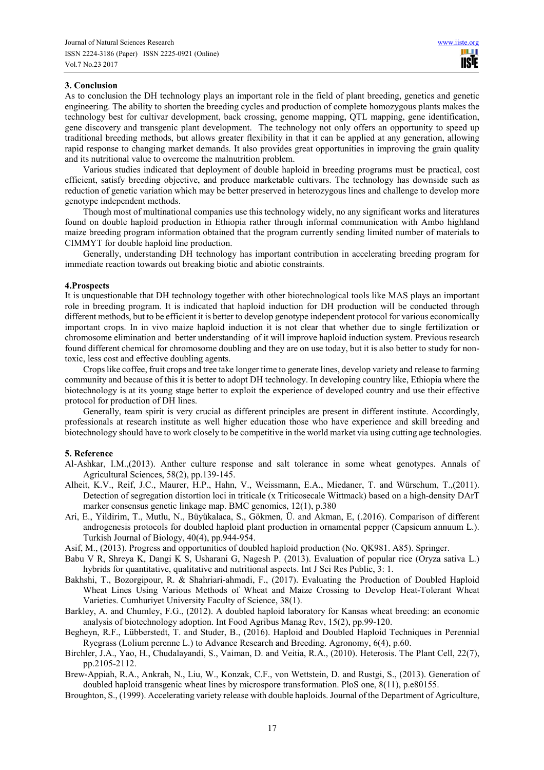## 3. Conclusion

As to conclusion the DH technology plays an important role in the field of plant breeding, genetics and genetic engineering. The ability to shorten the breeding cycles and production of complete homozygous plants makes the technology best for cultivar development, back crossing, genome mapping, QTL mapping, gene identification, gene discovery and transgenic plant development. The technology not only offers an opportunity to speed up traditional breeding methods, but allows greater flexibility in that it can be applied at any generation, allowing rapid response to changing market demands. It also provides great opportunities in improving the grain quality and its nutritional value to overcome the malnutrition problem.

Various studies indicated that deployment of double haploid in breeding programs must be practical, cost efficient, satisfy breeding objective, and produce marketable cultivars. The technology has downside such as reduction of genetic variation which may be better preserved in heterozygous lines and challenge to develop more genotype independent methods.

Though most of multinational companies use this technology widely, no any significant works and literatures found on double haploid production in Ethiopia rather through informal communication with Ambo highland maize breeding program information obtained that the program currently sending limited number of materials to CIMMYT for double haploid line production.

Generally, understanding DH technology has important contribution in accelerating breeding program for immediate reaction towards out breaking biotic and abiotic constraints.

## 4.Prospects

It is unquestionable that DH technology together with other biotechnological tools like MAS plays an important role in breeding program. It is indicated that haploid induction for DH production will be conducted through different methods, but to be efficient it is better to develop genotype independent protocol for various economically important crops. In in vivo maize haploid induction it is not clear that whether due to single fertilization or chromosome elimination and better understanding of it will improve haploid induction system. Previous research found different chemical for chromosome doubling and they are on use today, but it is also better to study for non-toxic, less cost and effective doubling agents.

Crops like coffee, fruit crops and tree take longer time to generate lines, develop variety and release to farming community and because of this it is better to adopt DH technology. In developing country like, Ethiopia where the biotechnology is at its young stage better to exploit the experience of developed country and use their effective protocol for production of DH lines.

Generally, team spirit is very crucial as different principles are present in different institute. Accordingly, professionals at research institute as well higher education those who have experience and skill breeding and biotechnology should have to work closely to be competitive in the world market via using cutting age technologies.

## 5. Reference

Al-Ashkar, I.M.,(2013). Anther culture response and salt tolerance in some wheat genotypes. Annals of Agricultural Sciences, 58(2), pp.139-145.

Alheit, K.V., Reif, J.C., Maurer, H.P., Hahn, V., Weissmann, E.A., Miedaner, T. and Würschum, T.,(2011). Detection of segregation distortion loci in triticale (x Triticosecale Wittmack) based on a high-density DArT marker consensus genetic linkage map. BMC genomics, 12(1), p.380

Ari, E., Yildirim, T., Mutlu, N., Büyükalaca, S., Gökmen, Ü. and Akman, E, (.2016). Comparison of different androgenesis protocols for doubled haploid plant production in ornamental pepper (Capsicum annuum L.). Turkish Journal of Biology, 40(4), pp.944-954.

Asif, M., (2013). Progress and opportunities of doubled haploid production (No. QK981. A85). Springer.

Babu V R, Shreya K, Dangi K S, Usharani G, Nagesh P. (2013). Evaluation of popular rice (Oryza sativa L.) hybrids for quantitative, qualitative and nutritional aspects. Int J Sci Res Public, 3: 1.

Bakhshi, T., Bozorgipour, R. & Shahriari-ahmadi, F., (2017). Evaluating the Production of Doubled Haploid Wheat Lines Using Various Methods of Wheat and Maize Crossing to Develop Heat-Tolerant Wheat Varieties. Cumhuriyet University Faculty of Science, 38(1).

Barkley, A. and Chumley, F.G., (2012). A doubled haploid laboratory for Kansas wheat breeding: an economic analysis of biotechnology adoption. Int Food Agribus Manag Rev, 15(2), pp.99-120.

Begheyn, R.F., Lübberstedt, T. and Studer, B., (2016). Haploid and Doubled Haploid Techniques in Perennial Ryegrass (Lolium perenne L.) to Advance Research and Breeding. Agronomy, 6(4), p.60.

Birchler, J.A., Yao, H., Chudalayandi, S., Vaiman, D. and Veitia, R.A., (2010). Heterosis. The Plant Cell, 22(7), pp.2105-2112.

Brew-Appiah, R.A., Ankrah, N., Liu, W., Konzak, C.F., von Wettstein, D. and Rustgi, S., (2013). Generation of doubled haploid transgenic wheat lines by microspore transformation. PloS one, 8(11), p.e80155.

Broughton, S., (1999). Accelerating variety release with double haploids. Journal of the Department of Agriculture,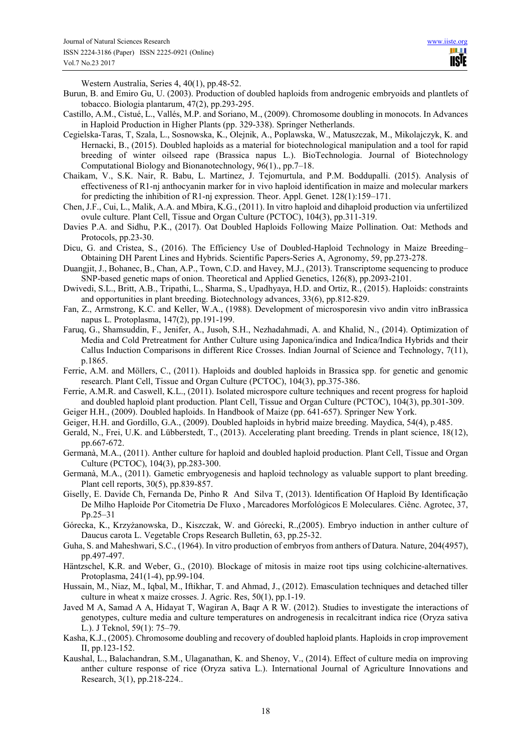Western Australia, Series 4, 40(1), pp.48-52.

Burun, B. and Emiro Gu, U. (2003). Production of doubled haploids from androgenic embryoids and plantlets of tobacco. Biologia plantarum, 47(2), pp.293-295.

Castillo, A.M., Cistué, L., Vallés, M.P. and Soriano, M., (2009). Chromosome doubling in monocots. In Advances in Haploid Production in Higher Plants (pp. 329-338). Springer Netherlands.

Cegielska-Taras, T, Szala, L., Sosnowska, K., Olejnik, A., Poplawska, W., Matuszczak, M., Mikolajczyk, K. and Hernacki, B., (2015). Doubled haploids as a material for biotechnological manipulation and a tool for rapid breeding of winter oilseed rape (Brassica napus L.). BioTechnologia. Journal of Biotechnology Computational Biology and Bionanotechnology, 96(1)., pp.7–18.

Chaikam, V., S.K. Nair, R. Babu, L. Martinez, J. Tejomurtula, and P.M. Boddupalli. (2015). Analysis of effectiveness of R1-nj anthocyanin marker for in vivo haploid identification in maize and molecular markers for predicting the inhibition of R1-nj expression. Theor. Appl. Genet. 128(1):159–171.

Chen, J.F., Cui, L., Malik, A.A. and Mbira, K.G., (2011). In vitro haploid and dihaploid production via unfertilized ovule culture. Plant Cell, Tissue and Organ Culture (PCTOC), 104(3), pp.311-319.

Davies P.A. and Sidhu, P.K., (2017). Oat Doubled Haploids Following Maize Pollination. Oat: Methods and Protocols, pp.23-30.

Dicu, G. and Cristea, S., (2016). The Efficiency Use of Doubled-Haploid Technology in Maize Breeding–Obtaining DH Parent Lines and Hybrids. Scientific Papers-Series A, Agronomy, 59, pp.273-278.

Duangjit, J., Bohanec, B., Chan, A.P., Town, C.D. and Havey, M.J., (2013). Transcriptome sequencing to produce SNP-based genetic maps of onion. Theoretical and Applied Genetics, 126(8), pp.2093-2101.

Dwivedi, S.L., Britt, A.B., Tripathi, L., Sharma, S., Upadhyaya, H.D. and Ortiz, R., (2015). Haploids: constraints and opportunities in plant breeding. Biotechnology advances, 33(6), pp.812-829.

Fan, Z., Armstrong, K.C. and Keller, W.A., (1988). Development of microsporesin vivo andin vitro inBrassica napus L. Protoplasma, 147(2), pp.191-199.

Faruq, G., Shamsuddin, F., Jenifer, A., Jusoh, S.H., Nezhadahmadi, A. and Khalid, N., (2014). Optimization of Media and Cold Pretreatment for Anther Culture using Japonica/indica and Indica/Indica Hybrids and their Callus Induction Comparisons in different Rice Crosses. Indian Journal of Science and Technology, 7(11), p.1865.

Ferrie, A.M. and Möllers, C., (2011). Haploids and doubled haploids in Brassica spp. for genetic and genomic research. Plant Cell, Tissue and Organ Culture (PCTOC), 104(3), pp.375-386.

Ferrie, A.M.R. and Caswell, K.L., (2011). Isolated microspore culture techniques and recent progress for haploid and doubled haploid plant production. Plant Cell, Tissue and Organ Culture (PCTOC), 104(3), pp.301-309.

Geiger H.H., (2009). Doubled haploids. In Handbook of Maize (pp. 641-657). Springer New York.

Geiger, H.H. and Gordillo, G.A., (2009). Doubled haploids in hybrid maize breeding. Maydica, 54(4), p.485.

Gerald, N., Frei, U.K. and Lübberstedt, T., (2013). Accelerating plant breeding. Trends in plant science, 18(12), pp.667-672.

Germanà, M.A., (2011). Anther culture for haploid and doubled haploid production. Plant Cell, Tissue and Organ Culture (PCTOC), 104(3), pp.283-300.

Germanà, M.A., (2011). Gametic embryogenesis and haploid technology as valuable support to plant breeding. Plant cell reports, 30(5), pp.839-857.

Giselly, E. Davide Ch, Fernanda De, Pinho R And Silva T, (2013). Identification Of Haploid By Identificação De Milho Haploide Por Citometria De Fluxo , Marcadores Morfológicos E Moleculares. Ciênc. Agrotec, 37, Pp.25–31

Górecka, K., Krzyżanowska, D., Kiszczak, W. and Górecki, R.,(2005). Embryo induction in anther culture of Daucus carota L. Vegetable Crops Research Bulletin, 63, pp.25-32.

Guha, S. and Maheshwari, S.C., (1964). In vitro production of embryos from anthers of Datura. Nature, 204(4957), pp.497-497.

Häntzschel, K.R. and Weber, G., (2010). Blockage of mitosis in maize root tips using colchicine-alternatives. Protoplasma, 241(1-4), pp.99-104.

Hussain, M., Niaz, M., Iqbal, M., Iftikhar, T. and Ahmad, J., (2012). Emasculation techniques and detached tiller culture in wheat x maize crosses. J. Agric. Res, 50(1), pp.1-19.

Javed M A, Samad A A, Hidayat T, Wagiran A, Baqr A R W. (2012). Studies to investigate the interactions of genotypes, culture media and culture temperatures on androgenesis in recalcitrant indica rice (Oryza sativa L.). J Teknol, 59(1): 75–79.

Kasha, K.J., (2005). Chromosome doubling and recovery of doubled haploid plants. Haploids in crop improvement II, pp.123-152.

Kaushal, L., Balachandran, S.M., Ulaganathan, K. and Shenoy, V., (2014). Effect of culture media on improving anther culture response of rice (Oryza sativa L.). International Journal of Agriculture Innovations and Research, 3(1), pp.218-224..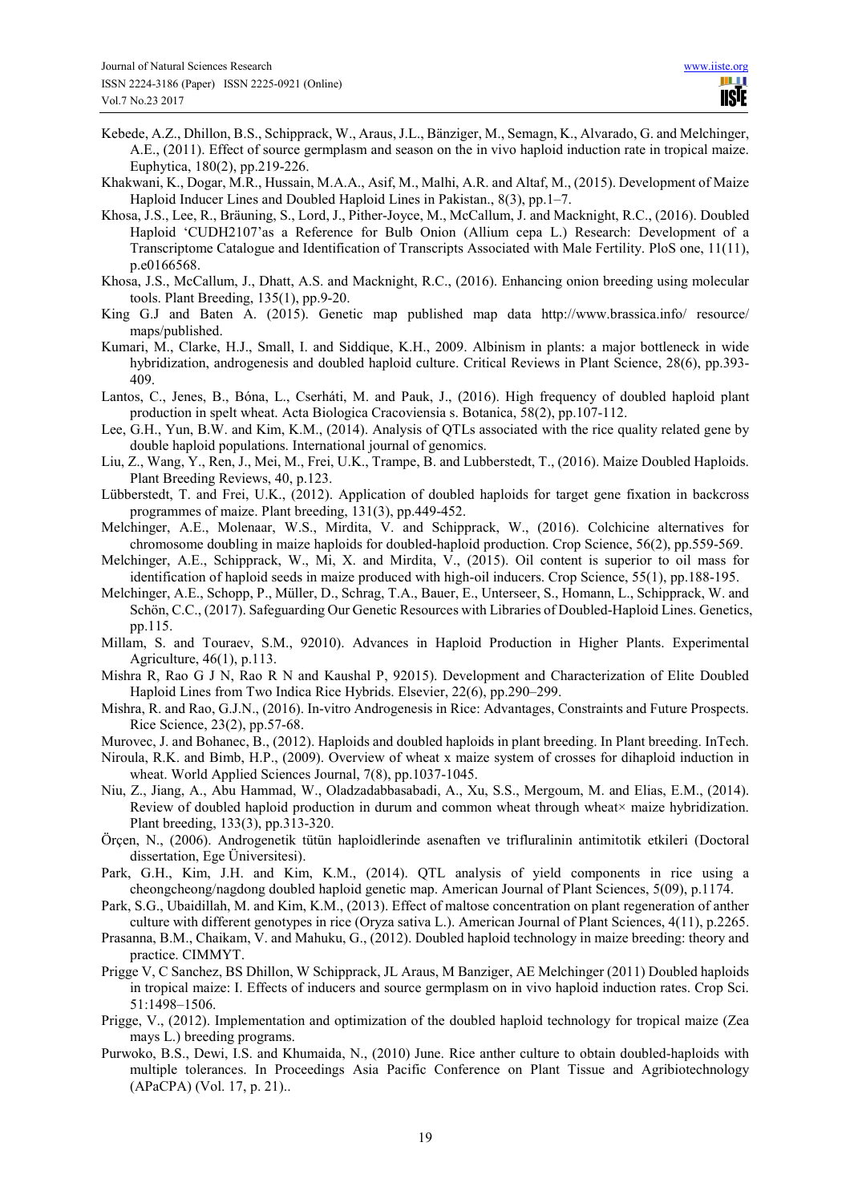Kebede, A.Z., Dhillon, B.S., Schipprack, W., Araus, J.L., Bänziger, M., Semagn, K., Alvarado, G. and Melchinger, A.E., (2011). Effect of source germplasm and season on the in vivo haploid induction rate in tropical maize. Euphytica, 180(2), pp.219-226.

Khakwani, K., Dogar, M.R., Hussain, M.A.A., Asif, M., Malhi, A.R. and Altaf, M., (2015). Development of Maize Haploid Inducer Lines and Doubled Haploid Lines in Pakistan., 8(3), pp.1–7.

Khosa, J.S., Lee, R., Bräuning, S., Lord, J., Pither-Joyce, M., McCallum, J. and Macknight, R.C., (2016). Doubled Haploid 'CUDH2107'as a Reference for Bulb Onion (Allium cepa L.) Research: Development of a Transcriptome Catalogue and Identification of Transcripts Associated with Male Fertility. PloS one, 11(11), p.e0166568.

Khosa, J.S., McCallum, J., Dhatt, A.S. and Macknight, R.C., (2016). Enhancing onion breeding using molecular tools. Plant Breeding, 135(1), pp.9-20.

King G.J and Baten A. (2015). Genetic map published map data http://www.brassica.info/ resource/ maps/published.

Kumari, M., Clarke, H.J., Small, I. and Siddique, K.H., 2009. Albinism in plants: a major bottleneck in wide hybridization, androgenesis and doubled haploid culture. Critical Reviews in Plant Science, 28(6), pp.393-409.

Lantos, C., Jenes, B., Bóna, L., Cserháti, M. and Pauk, J., (2016). High frequency of doubled haploid plant production in spelt wheat. Acta Biologica Cracoviensia s. Botanica, 58(2), pp.107-112.

Lee, G.H., Yun, B.W. and Kim, K.M., (2014). Analysis of QTLs associated with the rice quality related gene by double haploid populations. International journal of genomics.

Liu, Z., Wang, Y., Ren, J., Mei, M., Frei, U.K., Trampe, B. and Lubberstedt, T., (2016). Maize Doubled Haploids. Plant Breeding Reviews, 40, p.123.

Lübberstedt, T. and Frei, U.K., (2012). Application of doubled haploids for target gene fixation in backcross programmes of maize. Plant breeding, 131(3), pp.449-452.

Melchinger, A.E., Molenaar, W.S., Mirdita, V. and Schipprack, W., (2016). Colchicine alternatives for chromosome doubling in maize haploids for doubled-haploid production. Crop Science, 56(2), pp.559-569.

Melchinger, A.E., Schipprack, W., Mi, X. and Mirdita, V., (2015). Oil content is superior to oil mass for identification of haploid seeds in maize produced with high-oil inducers. Crop Science, 55(1), pp.188-195.

Melchinger, A.E., Schopp, P., Müller, D., Schrag, T.A., Bauer, E., Unterseer, S., Homann, L., Schipprack, W. and Schön, C.C., (2017). Safeguarding Our Genetic Resources with Libraries of Doubled-Haploid Lines. Genetics, pp.115.

Millam, S. and Touraev, S.M., 92010). Advances in Haploid Production in Higher Plants. Experimental Agriculture, 46(1), p.113.

Mishra R, Rao G J N, Rao R N and Kaushal P, 92015). Development and Characterization of Elite Doubled Haploid Lines from Two Indica Rice Hybrids. Elsevier, 22(6), pp.290–299.

Mishra, R. and Rao, G.J.N., (2016). In-vitro Androgenesis in Rice: Advantages, Constraints and Future Prospects. Rice Science, 23(2), pp.57-68.

Murovec, J. and Bohanec, B., (2012). Haploids and doubled haploids in plant breeding. In Plant breeding. InTech.

Niroula, R.K. and Bimb, H.P., (2009). Overview of wheat x maize system of crosses for dihaploid induction in wheat. World Applied Sciences Journal, 7(8), pp.1037-1045.

Niu, Z., Jiang, A., Abu Hammad, W., Oladzadabbasabadi, A., Xu, S.S., Mergoum, M. and Elias, E.M., (2014). Review of doubled haploid production in durum and common wheat through wheat× maize hybridization. Plant breeding, 133(3), pp.313-320.

Örçen, N., (2006). Androgenetik tütün haploidlerinde asenaften ve trifluralinin antimitotik etkileri (Doctoral dissertation, Ege Üniversitesi).

Park, G.H., Kim, J.H. and Kim, K.M., (2014). QTL analysis of yield components in rice using a cheongcheong/nagdong doubled haploid genetic map. American Journal of Plant Sciences, 5(09), p.1174.

Park, S.G., Ubaidillah, M. and Kim, K.M., (2013). Effect of maltose concentration on plant regeneration of anther culture with different genotypes in rice (Oryza sativa L.). American Journal of Plant Sciences, 4(11), p.2265.

Prasanna, B.M., Chaikam, V. and Mahuku, G., (2012). Doubled haploid technology in maize breeding: theory and practice. CIMMYT.

Prigge V, C Sanchez, BS Dhillon, W Schipprack, JL Araus, M Banziger, AE Melchinger (2011) Doubled haploids in tropical maize: I. Effects of inducers and source germplasm on in vivo haploid induction rates. Crop Sci. 51:1498–1506.

Prigge, V., (2012). Implementation and optimization of the doubled haploid technology for tropical maize (Zea mays L.) breeding programs.

Purwoko, B.S., Dewi, I.S. and Khumaida, N., (2010) June. Rice anther culture to obtain doubled-haploids with multiple tolerances. In Proceedings Asia Pacific Conference on Plant Tissue and Agribiotechnology (APaCPA) (Vol. 17, p. 21)..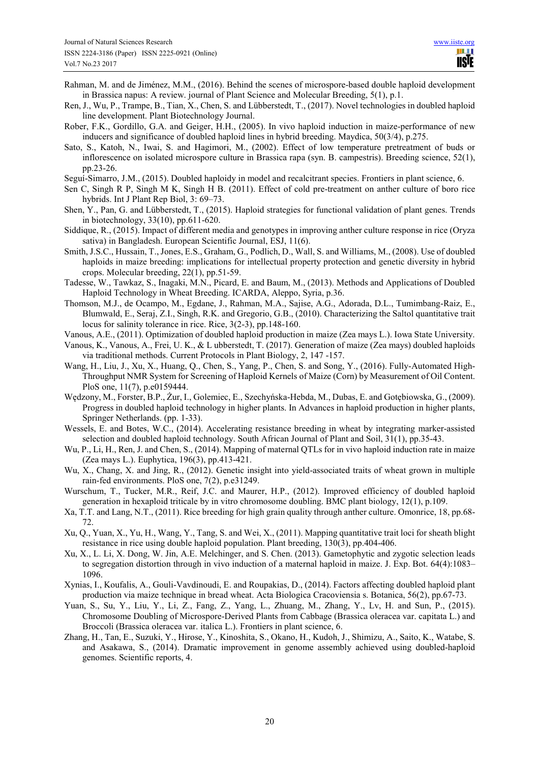Rahman, M. and de Jiménez, M.M., (2016). Behind the scenes of microspore-based double haploid development in Brassica napus: A review. journal of Plant Science and Molecular Breeding, 5(1), p.1.

Ren, J., Wu, P., Trampe, B., Tian, X., Chen, S. and Lübberstedt, T., (2017). Novel technologies in doubled haploid line development. Plant Biotechnology Journal.

Rober, F.K., Gordillo, G.A. and Geiger, H.H., (2005). In vivo haploid induction in maize-performance of new inducers and significance of doubled haploid lines in hybrid breeding. Maydica, 50(3/4), p.275.

Sato, S., Katoh, N., Iwai, S. and Hagimori, M., (2002). Effect of low temperature pretreatment of buds or inflorescence on isolated microspore culture in Brassica rapa (syn. B. campestris). Breeding science, 52(1), pp.23-26.

Seguí-Simarro, J.M., (2015). Doubled haploidy in model and recalcitrant species. Frontiers in plant science, 6.

Sen C, Singh R P, Singh M K, Singh H B. (2011). Effect of cold pre-treatment on anther culture of boro rice hybrids. Int J Plant Rep Biol, 3: 69–73.

Shen, Y., Pan, G. and Lübberstedt, T., (2015). Haploid strategies for functional validation of plant genes. Trends in biotechnology, 33(10), pp.611-620.

Siddique, R., (2015). Impact of different media and genotypes in improving anther culture response in rice (Oryza sativa) in Bangladesh. European Scientific Journal, ESJ, 11(6).

Smith, J.S.C., Hussain, T., Jones, E.S., Graham, G., Podlich, D., Wall, S. and Williams, M., (2008). Use of doubled haploids in maize breeding: implications for intellectual property protection and genetic diversity in hybrid crops. Molecular breeding, 22(1), pp.51-59.

Tadesse, W., Tawkaz, S., Inagaki, M.N., Picard, E. and Baum, M., (2013). Methods and Applications of Doubled Haploid Technology in Wheat Breeding. ICARDA, Aleppo, Syria, p.36.

Thomson, M.J., de Ocampo, M., Egdane, J., Rahman, M.A., Sajise, A.G., Adorada, D.L., Tumimbang-Raiz, E., Blumwald, E., Seraj, Z.I., Singh, R.K. and Gregorio, G.B., (2010). Characterizing the Saltol quantitative trait locus for salinity tolerance in rice. Rice, 3(2-3), pp.148-160.

Vanous, A.E., (2011). Optimization of doubled haploid production in maize (Zea mays L.). Iowa State University.

Vanous, K., Vanous, A., Frei, U. K., & L ubberstedt, T. (2017). Generation of maize (Zea mays) doubled haploids via traditional methods. Current Protocols in Plant Biology, 2, 147 -157.

Wang, H., Liu, J., Xu, X., Huang, Q., Chen, S., Yang, P., Chen, S. and Song, Y., (2016). Fully-Automated High-Throughput NMR System for Screening of Haploid Kernels of Maize (Corn) by Measurement of Oil Content. PloS one, 11(7), p.e0159444.

Wędzony, M., Forster, B.P., Żur, I., Golemiec, E., Szechyńska-Hebda, M., Dubas, E. and Gotębiowska, G., (2009). Progress in doubled haploid technology in higher plants. In Advances in haploid production in higher plants, Springer Netherlands. (pp. 1-33).

Wessels, E. and Botes, W.C., (2014). Accelerating resistance breeding in wheat by integrating marker-assisted selection and doubled haploid technology. South African Journal of Plant and Soil, 31(1), pp.35-43.

Wu, P., Li, H., Ren, J. and Chen, S., (2014). Mapping of maternal QTLs for in vivo haploid induction rate in maize (Zea mays L.). Euphytica, 196(3), pp.413-421.

Wu, X., Chang, X. and Jing, R., (2012). Genetic insight into yield-associated traits of wheat grown in multiple rain-fed environments. PloS one, 7(2), p.e31249.

Wurschum, T., Tucker, M.R., Reif, J.C. and Maurer, H.P., (2012). Improved efficiency of doubled haploid generation in hexaploid triticale by in vitro chromosome doubling. BMC plant biology, 12(1), p.109.

Xa, T.T. and Lang, N.T., (2011). Rice breeding for high grain quality through anther culture. Omonrice, 18, pp.68-72.

Xu, Q., Yuan, X., Yu, H., Wang, Y., Tang, S. and Wei, X., (2011). Mapping quantitative trait loci for sheath blight resistance in rice using double haploid population. Plant breeding, 130(3), pp.404-406.

Xu, X., L. Li, X. Dong, W. Jin, A.E. Melchinger, and S. Chen. (2013). Gametophytic and zygotic selection leads to segregation distortion through in vivo induction of a maternal haploid in maize. J. Exp. Bot. 64(4):1083–1096.

Xynias, I., Koufalis, A., Gouli-Vavdinoudi, E. and Roupakias, D., (2014). Factors affecting doubled haploid plant production via maize technique in bread wheat. Acta Biologica Cracoviensia s. Botanica, 56(2), pp.67-73.

Yuan, S., Su, Y., Liu, Y., Li, Z., Fang, Z., Yang, L., Zhuang, M., Zhang, Y., Lv, H. and Sun, P., (2015). Chromosome Doubling of Microspore-Derived Plants from Cabbage (Brassica oleracea var. capitata L.) and Broccoli (Brassica oleracea var. italica L.). Frontiers in plant science, 6.

Zhang, H., Tan, E., Suzuki, Y., Hirose, Y., Kinoshita, S., Okano, H., Kudoh, J., Shimizu, A., Saito, K., Watabe, S. and Asakawa, S., (2014). Dramatic improvement in genome assembly achieved using doubled-haploid genomes. Scientific reports, 4.